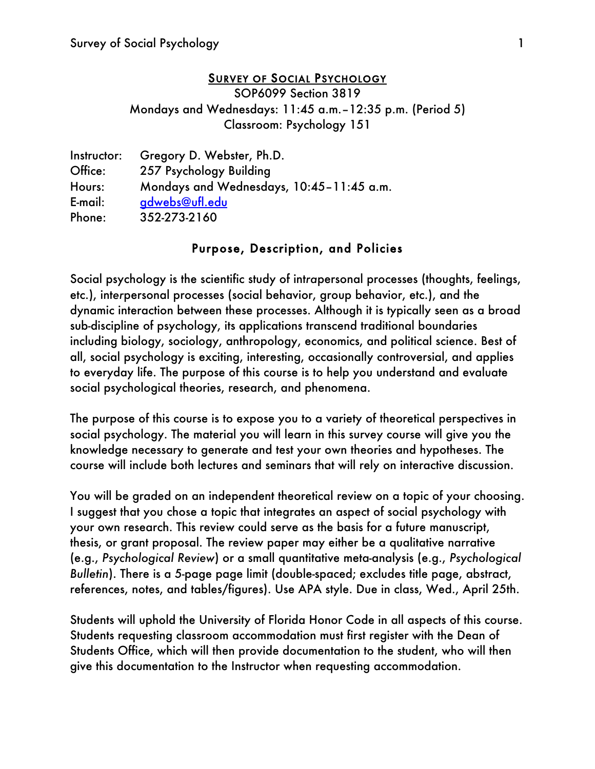# SURVEY OF SOCIAL PSYCHOLOGY

SOP6099 Section 3819
Mondays and Wednesdays: 11:45 a.m. – 12:35 p.m. (Period 5)
Classroom: Psychology 151

Instructor: Gregory D. Webster, Ph.D.
Office: 257 Psychology Building
Hours: Mondays and Wednesdays, 10:45 – 11:45 a.m.
E-mail: gdwebs@ufl.edu
Phone: 352-273-2160

## Purpose, Description, and Policies

Social psychology is the scientific study of int*ra*personal processes (thoughts, feelings, etc.), int*er*personal processes (social behavior, group behavior, etc.), and the dynamic interaction between these processes. Although it is typically seen as a broad sub-discipline of psychology, its applications transcend traditional boundaries including biology, sociology, anthropology, economics, and political science. Best of all, social psychology is exciting, interesting, occasionally controversial, and applies to everyday life. The purpose of this course is to help you understand and evaluate social psychological theories, research, and phenomena.

The purpose of this course is to expose you to a variety of theoretical perspectives in social psychology. The material you will learn in this survey course will give you the knowledge necessary to generate and test your own theories and hypotheses. The course will include both lectures and seminars that will rely on interactive discussion.

You will be graded on an independent theoretical review on a topic of your choosing. I suggest that you chose a topic that integrates an aspect of social psychology with your own research. This review could serve as the basis for a future manuscript, thesis, or grant proposal. The review paper may either be a qualitative narrative (e.g., *Psychological Review*) or a small quantitative meta-analysis (e.g., *Psychological Bulletin*). There is a 5-page page limit (double-spaced; excludes title page, abstract, references, notes, and tables/figures). Use APA style. Due in class, Wed., April 25th.

Students will uphold the University of Florida Honor Code in all aspects of this course. Students requesting classroom accommodation must first register with the Dean of Students Office, which will then provide documentation to the student, who will then give this documentation to the Instructor when requesting accommodation.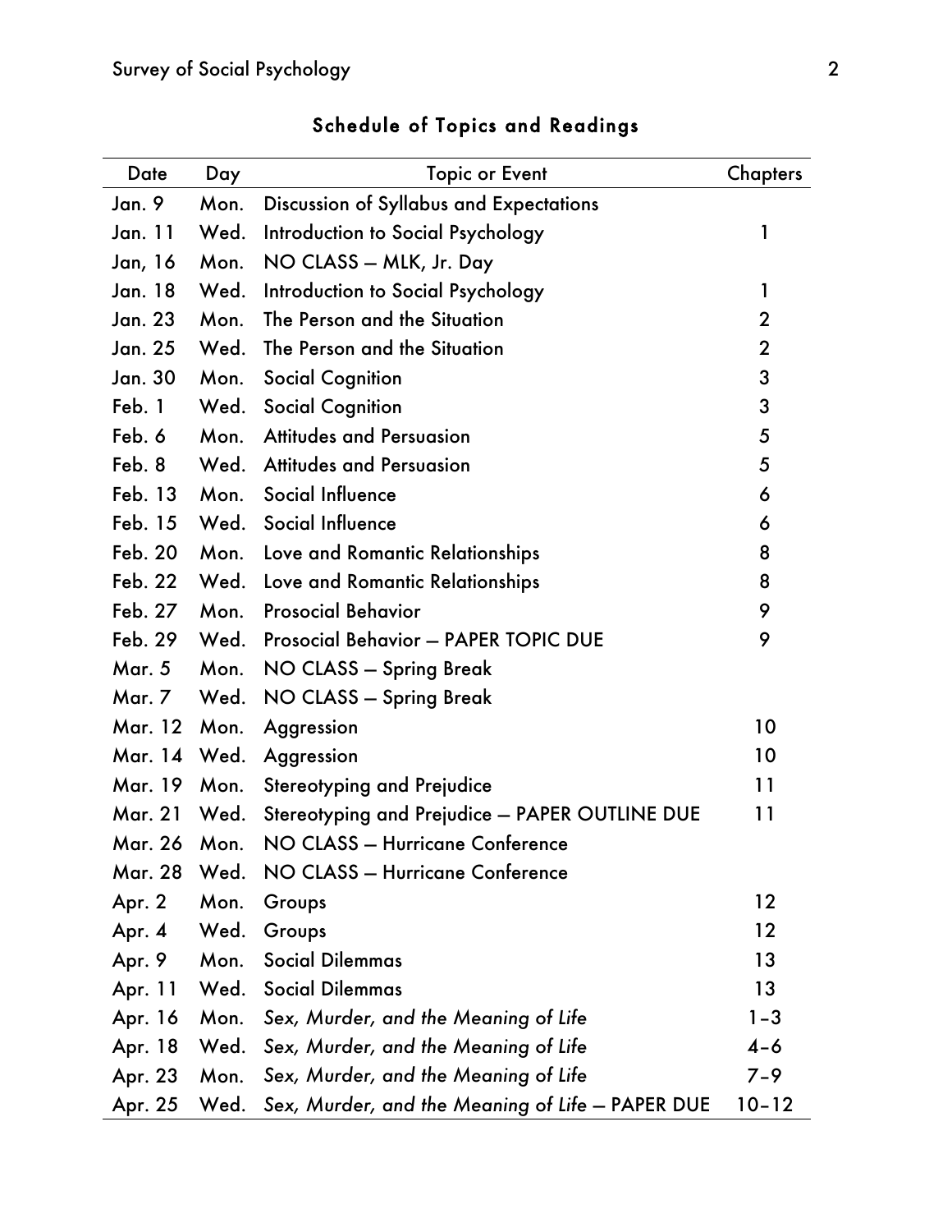## Schedule of Topics and Readings

| Date | Day | Topic or Event | Chapters |
|---|---|---|---|
| Jan. 9 | Mon. | Discussion of Syllabus and Expectations | |
| Jan. 11 | Wed. | Introduction to Social Psychology | 1 |
| Jan, 16 | Mon. | NO CLASS – MLK, Jr. Day | |
| Jan. 18 | Wed. | Introduction to Social Psychology | 1 |
| Jan. 23 | Mon. | The Person and the Situation | 2 |
| Jan. 25 | Wed. | The Person and the Situation | 2 |
| Jan. 30 | Mon. | Social Cognition | 3 |
| Feb. 1 | Wed. | Social Cognition | 3 |
| Feb. 6 | Mon. | Attitudes and Persuasion | 5 |
| Feb. 8 | Wed. | Attitudes and Persuasion | 5 |
| Feb. 13 | Mon. | Social Influence | 6 |
| Feb. 15 | Wed. | Social Influence | 6 |
| Feb. 20 | Mon. | Love and Romantic Relationships | 8 |
| Feb. 22 | Wed. | Love and Romantic Relationships | 8 |
| Feb. 27 | Mon. | Prosocial Behavior | 9 |
| Feb. 29 | Wed. | Prosocial Behavior – PAPER TOPIC DUE | 9 |
| Mar. 5 | Mon. | NO CLASS – Spring Break | |
| Mar. 7 | Wed. | NO CLASS – Spring Break | |
| Mar. 12 | Mon. | Aggression | 10 |
| Mar. 14 | Wed. | Aggression | 10 |
| Mar. 19 | Mon. | Stereotyping and Prejudice | 11 |
| Mar. 21 | Wed. | Stereotyping and Prejudice – PAPER OUTLINE DUE | 11 |
| Mar. 26 | Mon. | NO CLASS – Hurricane Conference | |
| Mar. 28 | Wed. | NO CLASS – Hurricane Conference | |
| Apr. 2 | Mon. | Groups | 12 |
| Apr. 4 | Wed. | Groups | 12 |
| Apr. 9 | Mon. | Social Dilemmas | 13 |
| Apr. 11 | Wed. | Social Dilemmas | 13 |
| Apr. 16 | Mon. | *Sex, Murder, and the Meaning of Life* | 1–3 |
| Apr. 18 | Wed. | *Sex, Murder, and the Meaning of Life* | 4–6 |
| Apr. 23 | Mon. | *Sex, Murder, and the Meaning of Life* | 7–9 |
| Apr. 25 | Wed. | *Sex, Murder, and the Meaning of Life* – PAPER DUE | 10–12 |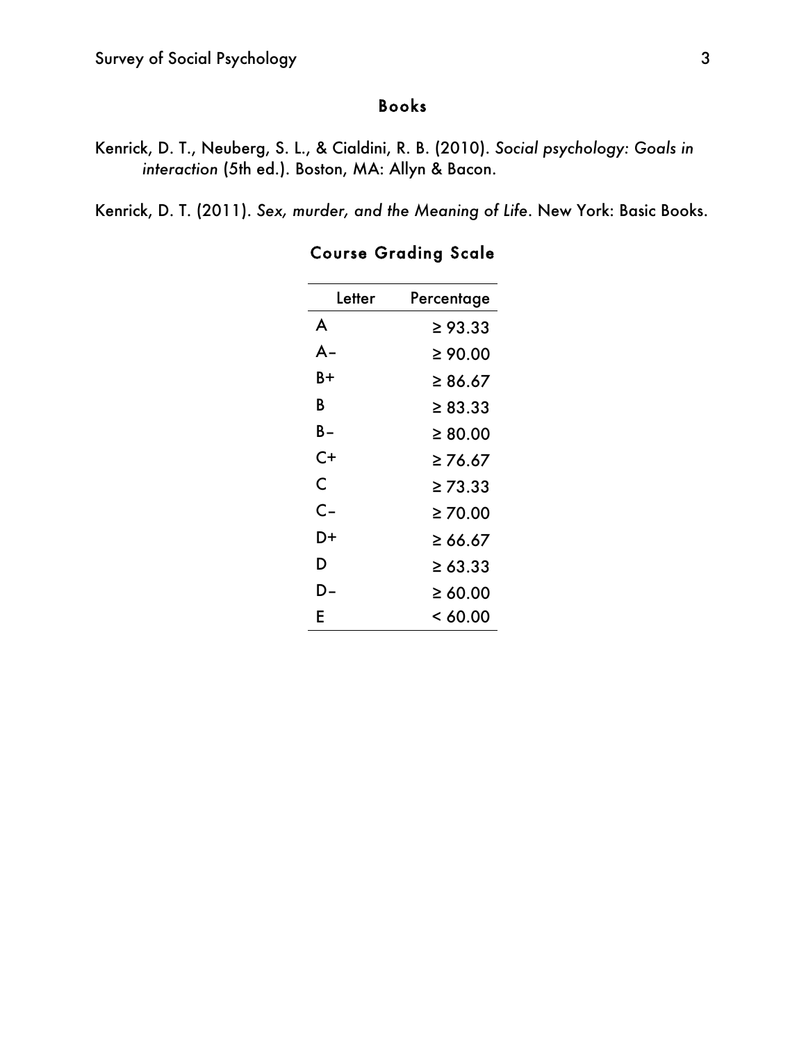## Books

Kenrick, D. T., Neuberg, S. L., & Cialdini, R. B. (2010). *Social psychology: Goals in interaction* (5th ed.). Boston, MA: Allyn & Bacon.

Kenrick, D. T. (2011). *Sex, murder, and the Meaning of Life*. New York: Basic Books.

## Course Grading Scale

| Letter | Percentage |
|---|---|
| A | ≥ 93.33 |
| A– | ≥ 90.00 |
| B+ | ≥ 86.67 |
| B | ≥ 83.33 |
| B– | ≥ 80.00 |
| C+ | ≥ 76.67 |
| C | ≥ 73.33 |
| C– | ≥ 70.00 |
| D+ | ≥ 66.67 |
| D | ≥ 63.33 |
| D– | ≥ 60.00 |
| E | < 60.00 |